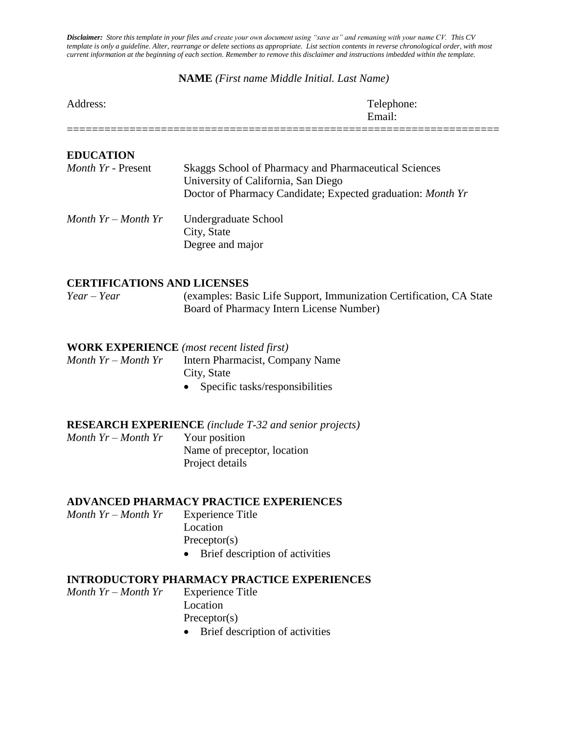***Disclaimer:*** *Store this template in your files and create your own document using "save as" and remaning with your name CV. This CV template is only a guideline. Alter, rearrange or delete sections as appropriate. List section contents in reverse chronological order, with most current information at the beginning of each section. Remember to remove this disclaimer and instructions imbedded within the template.*

**NAME** *(First name Middle Initial. Last Name)*

Address:

Telephone:
Email:

====================================================================

**EDUCATION**

*Month Yr* - Present
Skaggs School of Pharmacy and Pharmaceutical Sciences
University of California, San Diego
Doctor of Pharmacy Candidate; Expected graduation: *Month Yr*

*Month Yr – Month Yr*
Undergraduate School
City, State
Degree and major

**CERTIFICATIONS AND LICENSES**

*Year – Year*
(examples: Basic Life Support, Immunization Certification, CA State Board of Pharmacy Intern License Number)

**WORK EXPERIENCE** *(most recent listed first)*

*Month Yr – Month Yr*
Intern Pharmacist, Company Name
City, State

- Specific tasks/responsibilities

**RESEARCH EXPERIENCE** *(include T-32 and senior projects)*

*Month Yr – Month Yr*
Your position
Name of preceptor, location
Project details

**ADVANCED PHARMACY PRACTICE EXPERIENCES**

*Month Yr – Month Yr*
Experience Title
Location
Preceptor(s)

- Brief description of activities

**INTRODUCTORY PHARMACY PRACTICE EXPERIENCES**

*Month Yr – Month Yr*
Experience Title
Location
Preceptor(s)

- Brief description of activities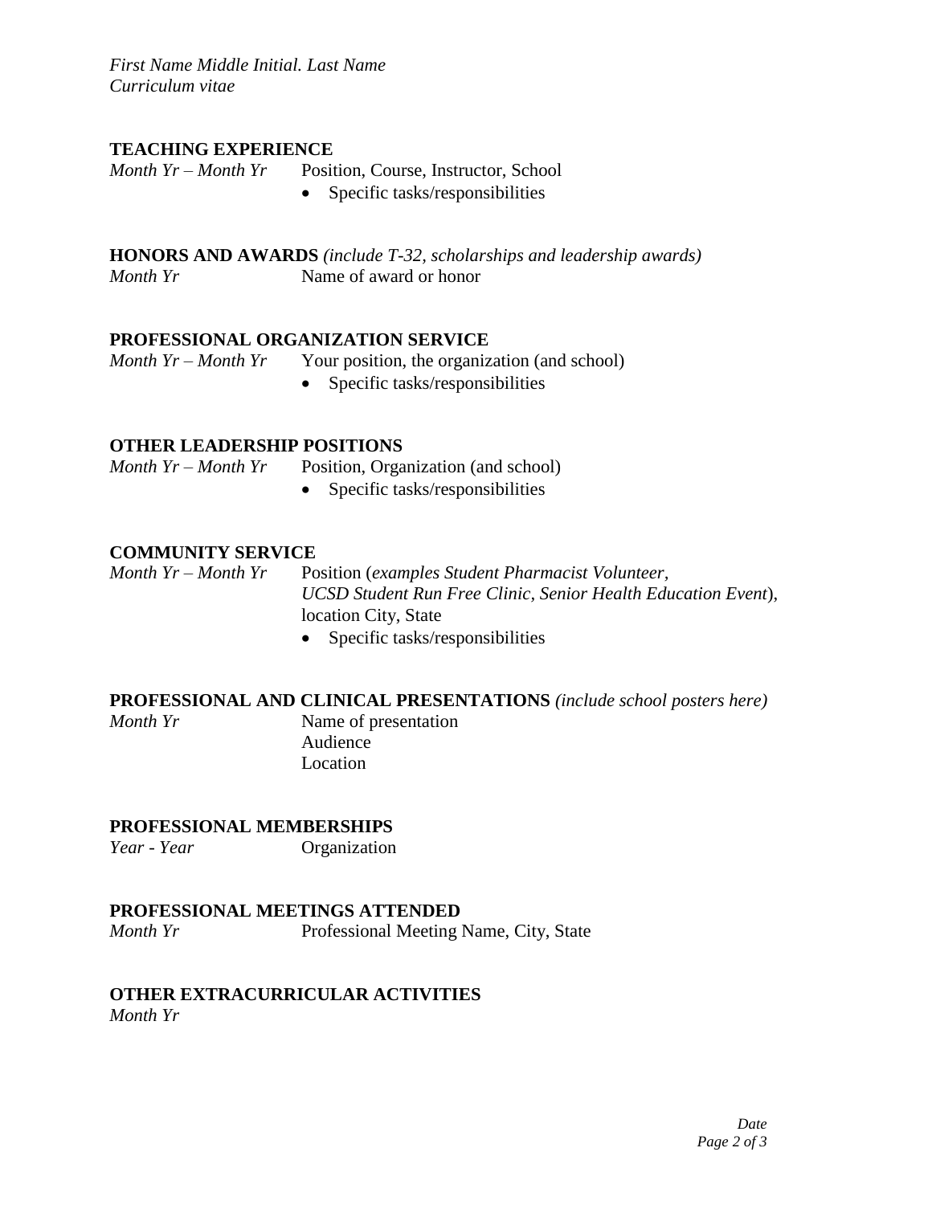## TEACHING EXPERIENCE

*Month Yr – Month Yr* Position, Course, Instructor, School

- Specific tasks/responsibilities

## HONORS AND AWARDS *(include T-32, scholarships and leadership awards)*

*Month Yr* Name of award or honor

## PROFESSIONAL ORGANIZATION SERVICE

*Month Yr – Month Yr* Your position, the organization (and school)

- Specific tasks/responsibilities

## OTHER LEADERSHIP POSITIONS

*Month Yr – Month Yr* Position, Organization (and school)

- Specific tasks/responsibilities

## COMMUNITY SERVICE

*Month Yr – Month Yr* Position (*examples Student Pharmacist Volunteer, UCSD Student Run Free Clinic, Senior Health Education Event*), location City, State

- Specific tasks/responsibilities

## PROFESSIONAL AND CLINICAL PRESENTATIONS *(include school posters here)*

*Month Yr* Name of presentation
Audience
Location

## PROFESSIONAL MEMBERSHIPS

*Year - Year* Organization

## PROFESSIONAL MEETINGS ATTENDED

*Month Yr* Professional Meeting Name, City, State

## OTHER EXTRACURRICULAR ACTIVITIES

*Month Yr*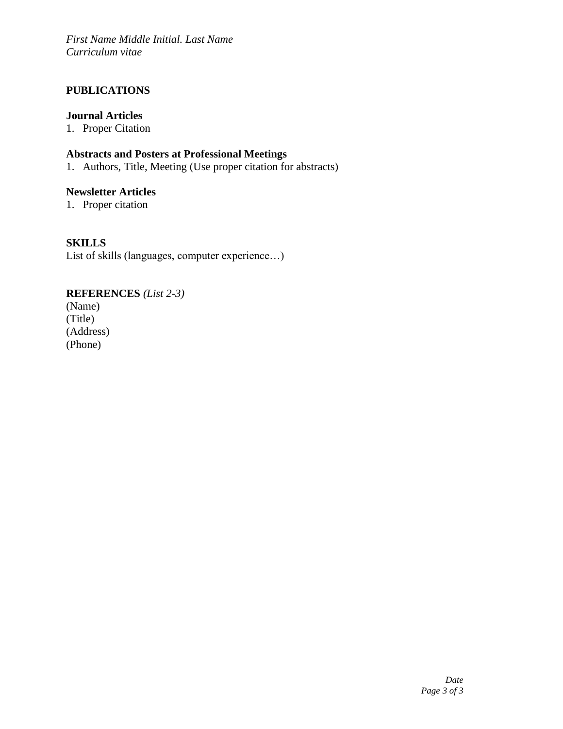## PUBLICATIONS

### Journal Articles

1. Proper Citation

### Abstracts and Posters at Professional Meetings

1. Authors, Title, Meeting (Use proper citation for abstracts)

### Newsletter Articles

1. Proper citation

## SKILLS

List of skills (languages, computer experience…)

## REFERENCES *(List 2-3)*

(Name)
(Title)
(Address)
(Phone)